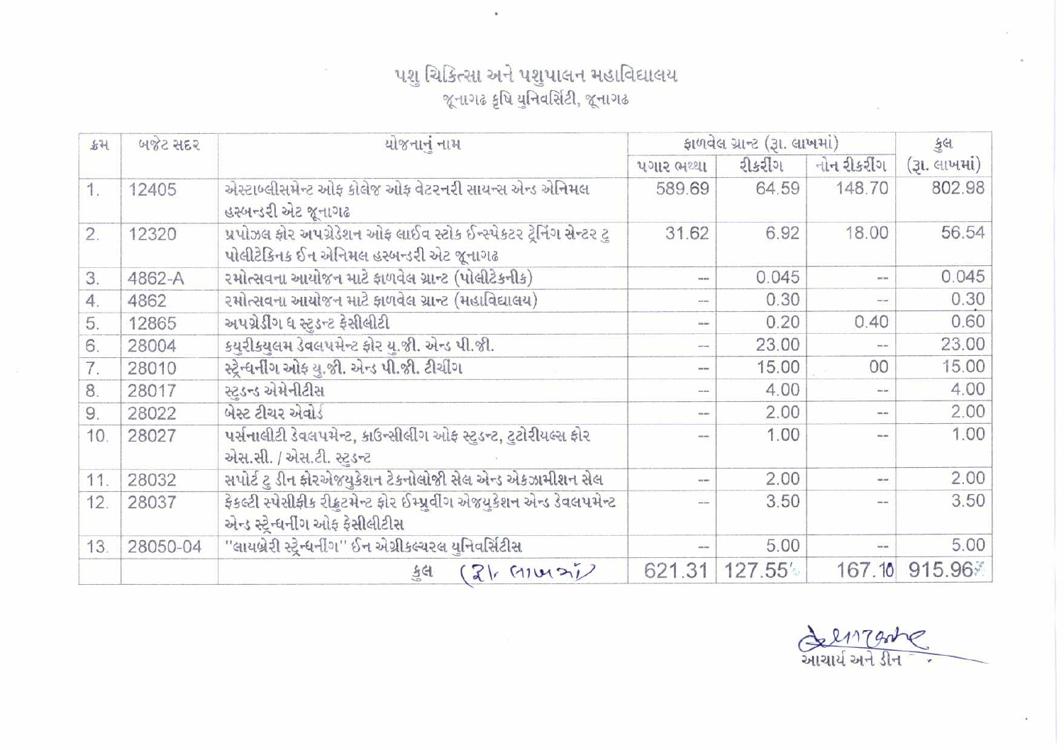# પશુ ચિકિત્સા અને પશુપાલન મહાવિદ્યાલય

## જૂનાગઢ કૃષિ યુનિવર્સિટી, જૂનાગઢ

| ક્રમ | બજેટ સદર | યોજનાનું નામ | ફાળવેલ ગ્રાન્ટ (રૂા. લાખમાં) | | | કુલ |
|---|---|---|---|---|---|---|
| | | | પગાર ભથ્થા | રીકરીંગ | નોન રીકરીંગ | (રૂા. લાખમાં) |
| 1. | 12405 | એસ્ટાબ્લીસમેન્ટ ઓફ કોલેજ ઓફ વેટરનરી સાયન્સ એન્ડ એનિમલ હસ્બન્ડરી એટ જૂનાગઢ | 589.69 | 64.59 | 148.70 | 802.98 |
| 2. | 12320 | પ્રપોઝલ ફોર અપગ્રેડેશન ઓફ લાઈવ સ્ટોક ઈન્સ્પેકટર ટ્રેનિંગ સેન્ટર ટુ પોલીટેકિનક ઈન એનિમલ હસ્બન્ડરી એટ જૂનાગઢ | 31.62 | 6.92 | 18.00 | 56.54 |
| 3. | 4862-A | રમોત્સવના આયોજન માટે ફાળવેલ ગ્રાન્ટ (પોલીટેકનીક) | -- | 0.045 | -- | 0.045 |
| 4. | 4862 | રમોત્સવના આયોજન માટે ફાળવેલ ગ્રાન્ટ (મહાવિદ્યાલય) | -- | 0.30 | -- | 0.30 |
| 5. | 12865 | અપગ્રેડીંગ ધ સ્ટુડન્ટ ફેસીલીટી | -- | 0.20 | 0.40 | 0.60 |
| 6. | 28004 | કયુરીકયુલમ ડેવલપમેન્ટ ફોર યુ.જી. એન્ડ પી.જી. | -- | 23.00 | -- | 23.00 |
| 7. | 28010 | સ્ટ્રેન્થનીંગ ઓફ યુ.જી. એન્ડ પી.જી. ટીચીંગ | -- | 15.00 | 00 | 15.00 |
| 8. | 28017 | સ્ટુડન્ડ એમેનીટીસ | -- | 4.00 | -- | 4.00 |
| 9. | 28022 | બેસ્ટ ટીચર એવોર્ડ | -- | 2.00 | -- | 2.00 |
| 10. | 28027 | પર્સનાલીટી ડેવલપમેન્ટ, કાઉન્સીલીંગ ઓફ સ્ટુડન્ટ, ટુટોરીયલ્સ ફોર એસ.સી. / એસ.ટી. સ્ટુડન્ટ | -- | 1.00 | -- | 1.00 |
| 11. | 28032 | સપોર્ટ ટુ ડીન ફોરએજયુકેશન ટેકનોલોજી સેલ એન્ડ એકઝામીશન સેલ | -- | 2.00 | -- | 2.00 |
| 12. | 28037 | ફેકલ્ટી સ્પેસીફીક રીક્રુટમેન્ટ ફોર ઈમ્પ્રુવીંગ એજયુકેશન એન્ડ ડેવલપમેન્ટ એન્ડ સ્ટ્રેન્થનીંગ ઓફ ફેસીલીટીસ | -- | 3.50 | -- | 3.50 |
| 13. | 28050-04 | "લાયબ્રેરી સ્ટ્રેન્થનીંગ" ઈન એગ્રીકલ્ચરલ યુનિવર્સિટીસ | -- | 5.00 | -- | 5.00 |
| | | કુલ (રૂા. લાખમાં) | 621.31 | 127.55 | 167.10 | 915.96 |

આચાર્ય અને ડીન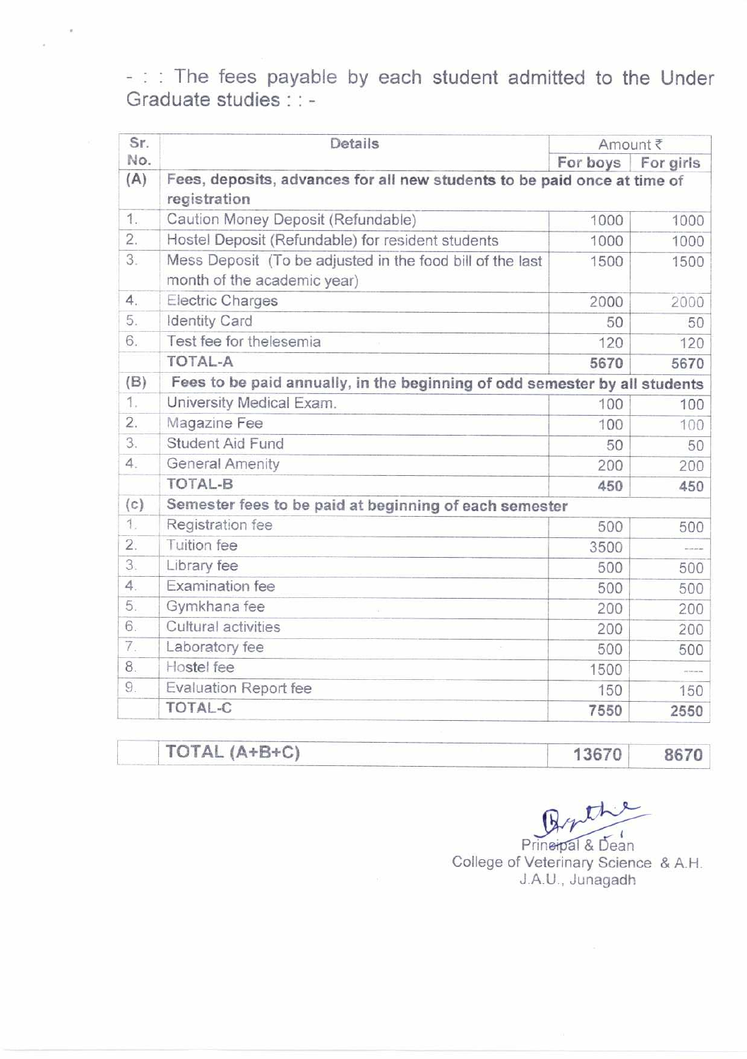- : : The fees payable by each student admitted to the Under Graduate studies : : -

| Sr. No. | Details | Amount ₹ | |
|---|---|---|---|
| | | For boys | For girls |
| **(A)** | **Fees, deposits, advances for all new students to be paid once at time of registration** | | |
| 1. | Caution Money Deposit (Refundable) | 1000 | 1000 |
| 2. | Hostel Deposit (Refundable) for resident students | 1000 | 1000 |
| 3. | Mess Deposit (To be adjusted in the food bill of the last month of the academic year) | 1500 | 1500 |
| 4. | Electric Charges | 2000 | 2000 |
| 5. | Identity Card | 50 | 50 |
| 6. | Test fee for thelesemia | 120 | 120 |
| | **TOTAL-A** | **5670** | **5670** |
| **(B)** | **Fees to be paid annually, in the beginning of odd semester by all students** | | |
| 1. | University Medical Exam. | 100 | 100 |
| 2. | Magazine Fee | 100 | 100 |
| 3. | Student Aid Fund | 50 | 50 |
| 4. | General Amenity | 200 | 200 |
| | **TOTAL-B** | **450** | **450** |
| **(c)** | **Semester fees to be paid at beginning of each semester** | | |
| 1. | Registration fee | 500 | 500 |
| 2. | Tuition fee | 3500 | ---- |
| 3. | Library fee | 500 | 500 |
| 4. | Examination fee | 500 | 500 |
| 5. | Gymkhana fee | 200 | 200 |
| 6. | Cultural activities | 200 | 200 |
| 7. | Laboratory fee | 500 | 500 |
| 8. | Hostel fee | 1500 | ---- |
| 9. | Evaluation Report fee | 150 | 150 |
| | **TOTAL-C** | **7550** | **2550** |
| | **TOTAL (A+B+C)** | **13670** | **8670** |

Principal & Dean
College of Veterinary Science & A.H.
J.A.U., Junagadh